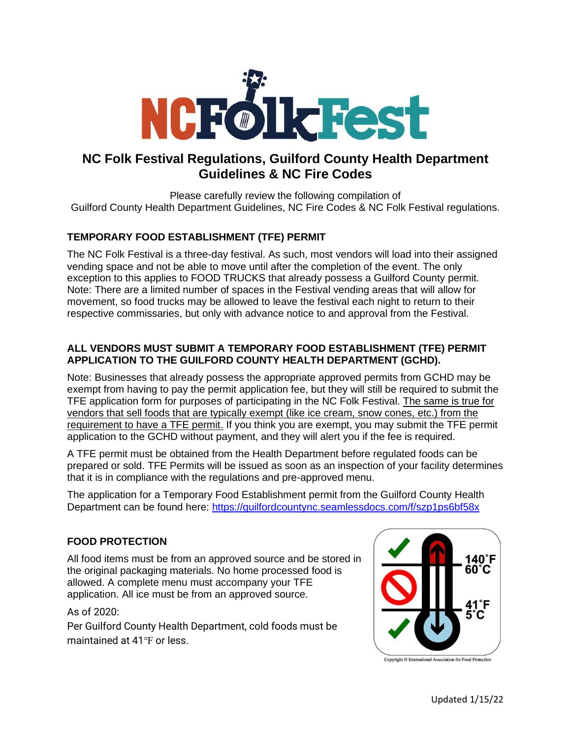# NC Folk Festival Regulations, Guilford County Health Department Guidelines & NC Fire Codes

Please carefully review the following compilation of
Guilford County Health Department Guidelines, NC Fire Codes & NC Folk Festival regulations.

## TEMPORARY FOOD ESTABLISHMENT (TFE) PERMIT

The NC Folk Festival is a three-day festival. As such, most vendors will load into their assigned vending space and not be able to move until after the completion of the event. The only exception to this applies to FOOD TRUCKS that already possess a Guilford County permit. Note: There are a limited number of spaces in the Festival vending areas that will allow for movement, so food trucks may be allowed to leave the festival each night to return to their respective commissaries, but only with advance notice to and approval from the Festival.

### ALL VENDORS MUST SUBMIT A TEMPORARY FOOD ESTABLISHMENT (TFE) PERMIT APPLICATION TO THE GUILFORD COUNTY HEALTH DEPARTMENT (GCHD).

Note: Businesses that already possess the appropriate approved permits from GCHD may be exempt from having to pay the permit application fee, but they will still be required to submit the TFE application form for purposes of participating in the NC Folk Festival. The same is true for vendors that sell foods that are typically exempt (like ice cream, snow cones, etc.) from the requirement to have a TFE permit. If you think you are exempt, you may submit the TFE permit application to the GCHD without payment, and they will alert you if the fee is required.

A TFE permit must be obtained from the Health Department before regulated foods can be prepared or sold. TFE Permits will be issued as soon as an inspection of your facility determines that it is in compliance with the regulations and pre-approved menu.

The application for a Temporary Food Establishment permit from the Guilford County Health Department can be found here: https://guilfordcountync.seamlessdocs.com/f/szp1ps6bf58x

## FOOD PROTECTION

All food items must be from an approved source and be stored in the original packaging materials. No home processed food is allowed. A complete menu must accompany your TFE application. All ice must be from an approved source.

As of 2020:
Per Guilford County Health Department, cold foods must be maintained at 41℉ or less.

140˚F 60˚C
41˚F 5˚C

Copyright © International Association for Food Protection

Updated 1/15/22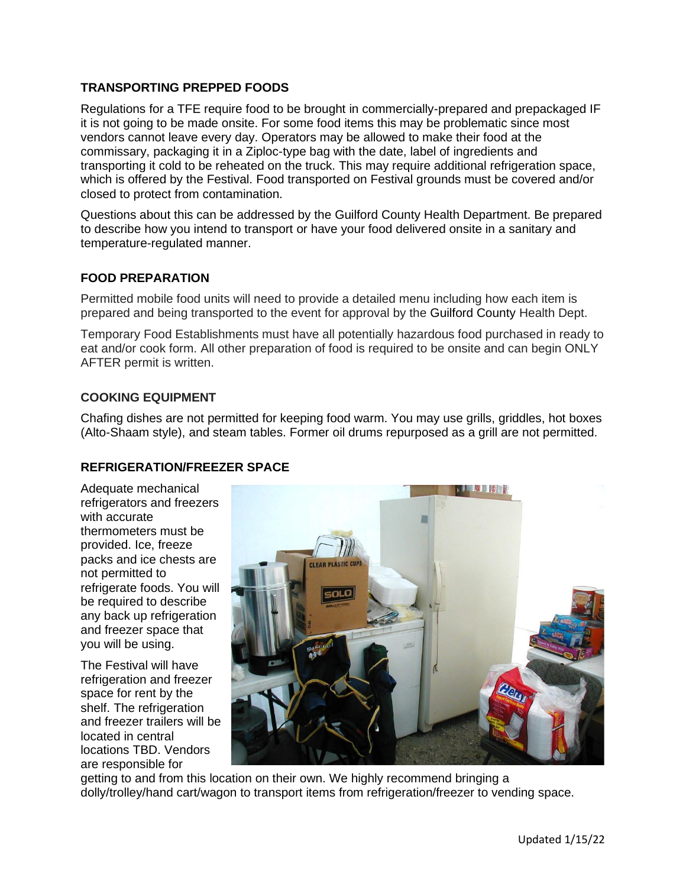## TRANSPORTING PREPPED FOODS

Regulations for a TFE require food to be brought in commercially-prepared and prepackaged IF it is not going to be made onsite. For some food items this may be problematic since most vendors cannot leave every day. Operators may be allowed to make their food at the commissary, packaging it in a Ziploc-type bag with the date, label of ingredients and transporting it cold to be reheated on the truck. This may require additional refrigeration space, which is offered by the Festival. Food transported on Festival grounds must be covered and/or closed to protect from contamination.

Questions about this can be addressed by the Guilford County Health Department. Be prepared to describe how you intend to transport or have your food delivered onsite in a sanitary and temperature-regulated manner.

## FOOD PREPARATION

Permitted mobile food units will need to provide a detailed menu including how each item is prepared and being transported to the event for approval by the Guilford County Health Dept.

Temporary Food Establishments must have all potentially hazardous food purchased in ready to eat and/or cook form. All other preparation of food is required to be onsite and can begin ONLY AFTER permit is written.

## COOKING EQUIPMENT

Chafing dishes are not permitted for keeping food warm. You may use grills, griddles, hot boxes (Alto-Shaam style), and steam tables. Former oil drums repurposed as a grill are not permitted.

## REFRIGERATION/FREEZER SPACE

Adequate mechanical refrigerators and freezers with accurate thermometers must be provided. Ice, freeze packs and ice chests are not permitted to refrigerate foods. You will be required to describe any back up refrigeration and freezer space that you will be using.

The Festival will have refrigeration and freezer space for rent by the shelf. The refrigeration and freezer trailers will be located in central locations TBD. Vendors are responsible for getting to and from this location on their own. We highly recommend bringing a dolly/trolley/hand cart/wagon to transport items from refrigeration/freezer to vending space.

Updated 1/15/22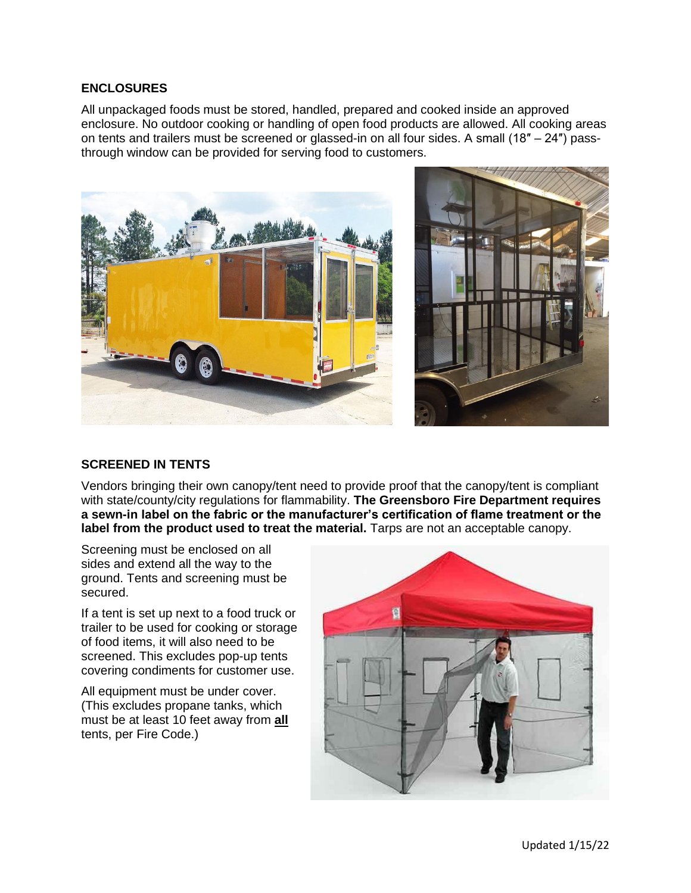## ENCLOSURES

All unpackaged foods must be stored, handled, prepared and cooked inside an approved enclosure. No outdoor cooking or handling of open food products are allowed. All cooking areas on tents and trailers must be screened or glassed-in on all four sides. A small (18″ – 24″) pass-through window can be provided for serving food to customers.

## SCREENED IN TENTS

Vendors bringing their own canopy/tent need to provide proof that the canopy/tent is compliant with state/county/city regulations for flammability. **The Greensboro Fire Department requires a sewn-in label on the fabric or the manufacturer's certification of flame treatment or the label from the product used to treat the material.** Tarps are not an acceptable canopy.

Screening must be enclosed on all sides and extend all the way to the ground. Tents and screening must be secured.

If a tent is set up next to a food truck or trailer to be used for cooking or storage of food items, it will also need to be screened. This excludes pop-up tents covering condiments for customer use.

All equipment must be under cover. (This excludes propane tanks, which must be at least 10 feet away from **all** tents, per Fire Code.)

Updated 1/15/22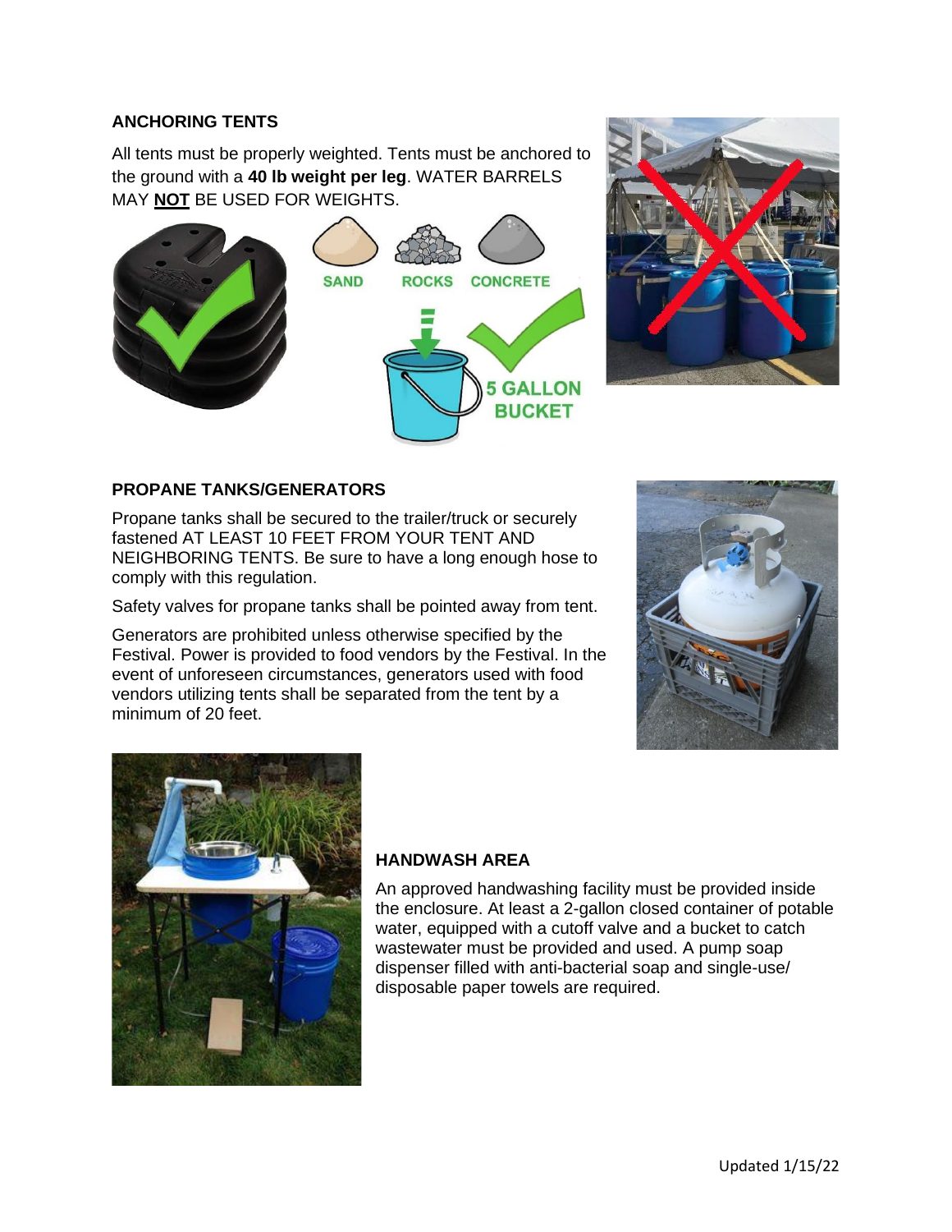## ANCHORING TENTS

All tents must be properly weighted. Tents must be anchored to the ground with a **40 lb weight per leg**. WATER BARRELS MAY **NOT** BE USED FOR WEIGHTS.

SAND ROCKS CONCRETE

5 GALLON BUCKET

## PROPANE TANKS/GENERATORS

Propane tanks shall be secured to the trailer/truck or securely fastened AT LEAST 10 FEET FROM YOUR TENT AND NEIGHBORING TENTS. Be sure to have a long enough hose to comply with this regulation.

Safety valves for propane tanks shall be pointed away from tent.

Generators are prohibited unless otherwise specified by the Festival. Power is provided to food vendors by the Festival. In the event of unforeseen circumstances, generators used with food vendors utilizing tents shall be separated from the tent by a minimum of 20 feet.

## HANDWASH AREA

An approved handwashing facility must be provided inside the enclosure. At least a 2-gallon closed container of potable water, equipped with a cutoff valve and a bucket to catch wastewater must be provided and used. A pump soap dispenser filled with anti-bacterial soap and single-use/ disposable paper towels are required.

Updated 1/15/22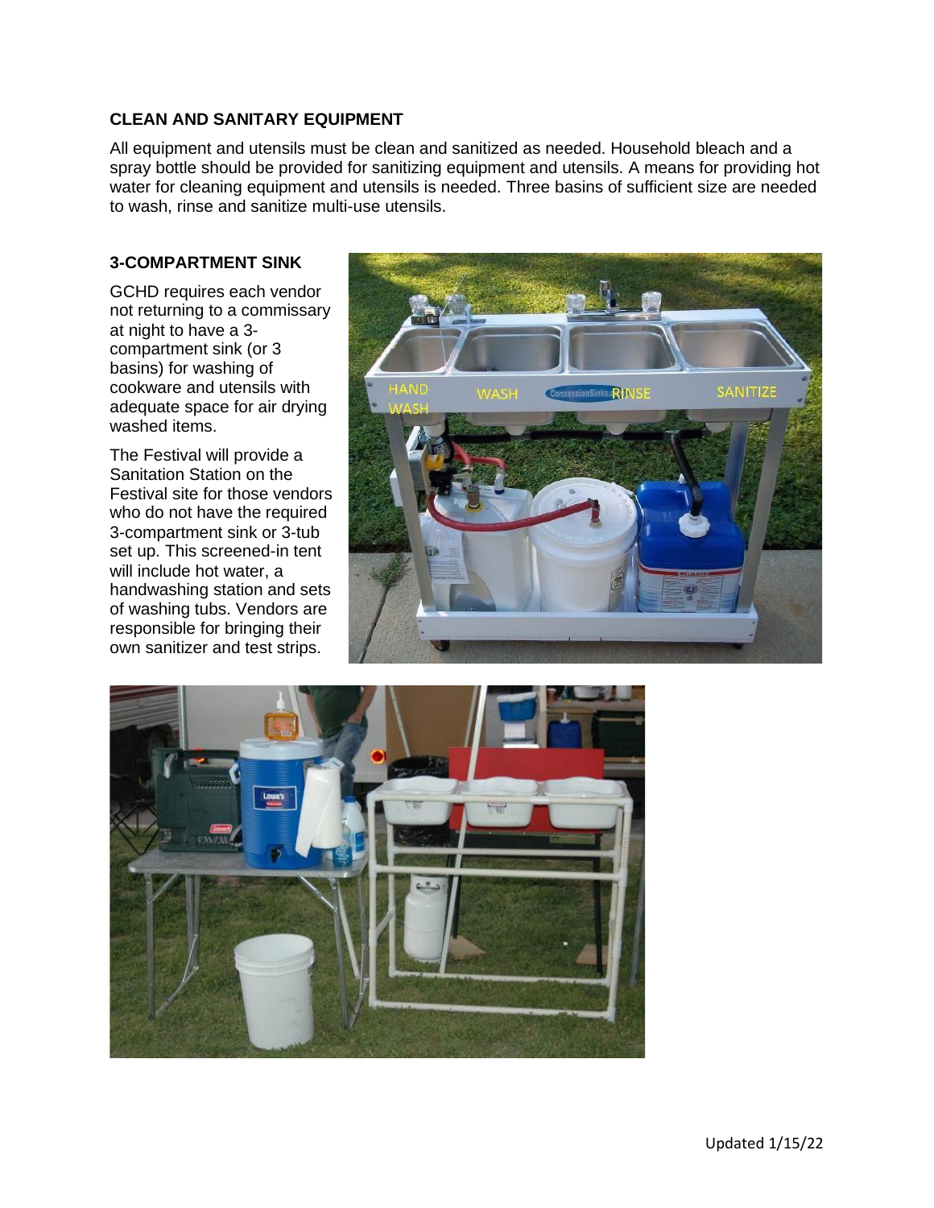## CLEAN AND SANITARY EQUIPMENT

All equipment and utensils must be clean and sanitized as needed. Household bleach and a spray bottle should be provided for sanitizing equipment and utensils. A means for providing hot water for cleaning equipment and utensils is needed. Three basins of sufficient size are needed to wash, rinse and sanitize multi-use utensils.

## 3-COMPARTMENT SINK

GCHD requires each vendor not returning to a commissary at night to have a 3-compartment sink (or 3 basins) for washing of cookware and utensils with adequate space for air drying washed items.

The Festival will provide a Sanitation Station on the Festival site for those vendors who do not have the required 3-compartment sink or 3-tub set up. This screened-in tent will include hot water, a handwashing station and sets of washing tubs. Vendors are responsible for bringing their own sanitizer and test strips.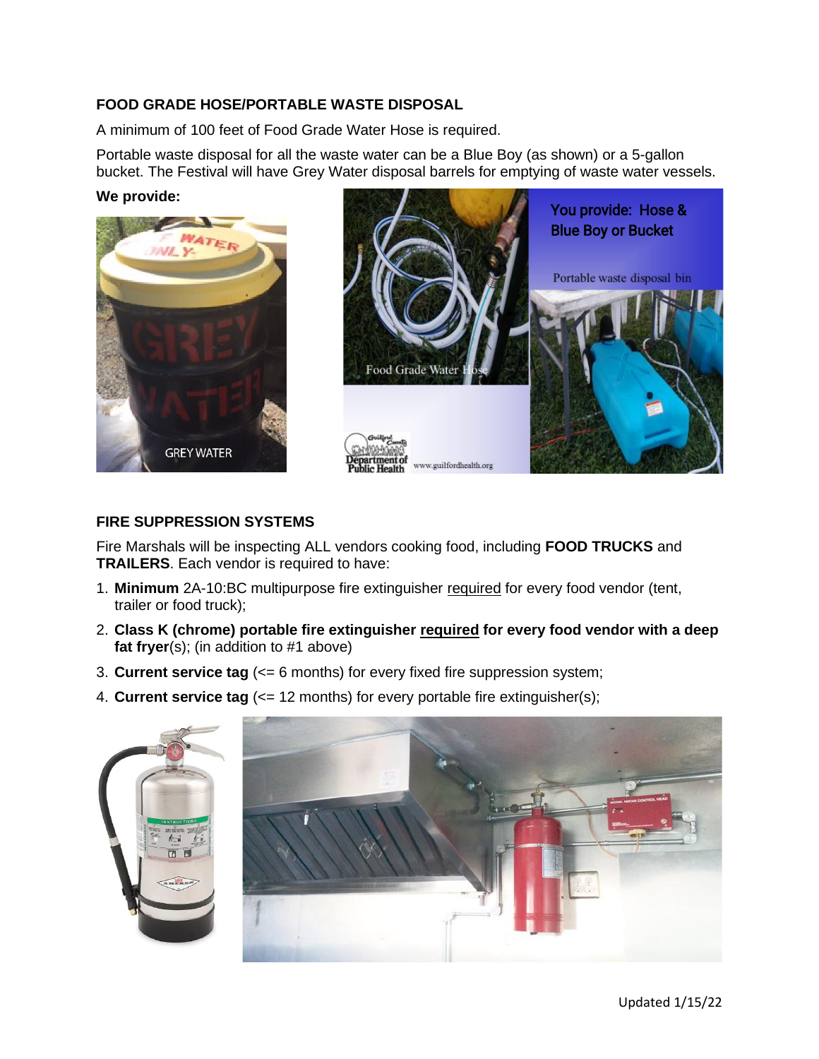## FOOD GRADE HOSE/PORTABLE WASTE DISPOSAL

A minimum of 100 feet of Food Grade Water Hose is required.

Portable waste disposal for all the waste water can be a Blue Boy (as shown) or a 5-gallon bucket. The Festival will have Grey Water disposal barrels for emptying of waste water vessels.

**We provide:**

GREY WATER

You provide: Hose & Blue Boy or Bucket

Food Grade Water Hose

Portable waste disposal bin

## FIRE SUPPRESSION SYSTEMS

Fire Marshals will be inspecting ALL vendors cooking food, including **FOOD TRUCKS** and **TRAILERS**. Each vendor is required to have:

1. **Minimum** 2A-10:BC multipurpose fire extinguisher required for every food vendor (tent, trailer or food truck);
2. **Class K (chrome) portable fire extinguisher required for every food vendor with a deep fat fryer**(s); (in addition to #1 above)
3. **Current service tag** (<= 6 months) for every fixed fire suppression system;
4. **Current service tag** (<= 12 months) for every portable fire extinguisher(s);

Updated 1/15/22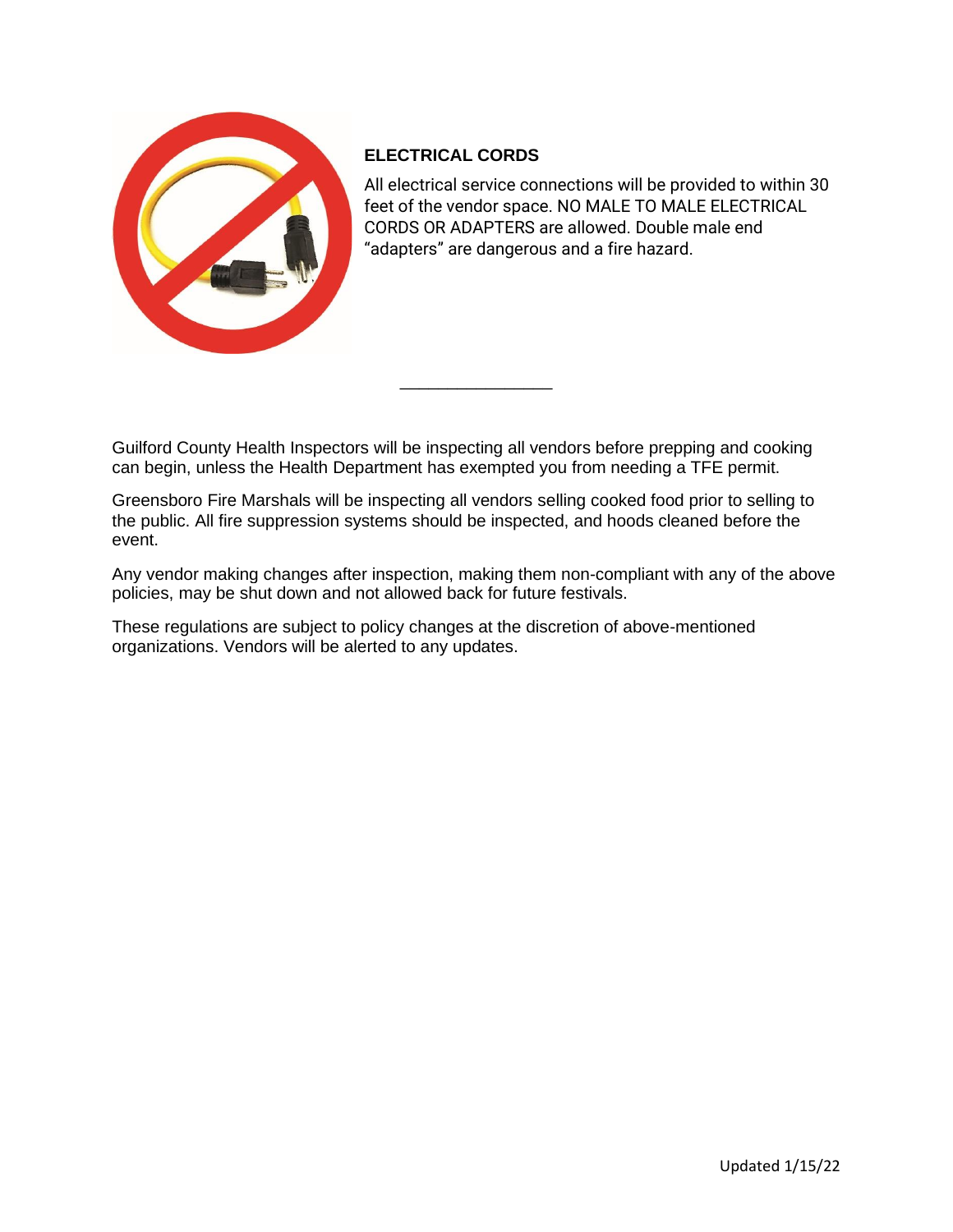### ELECTRICAL CORDS

All electrical service connections will be provided to within 30 feet of the vendor space. NO MALE TO MALE ELECTRICAL CORDS OR ADAPTERS are allowed. Double male end "adapters" are dangerous and a fire hazard.

---

Guilford County Health Inspectors will be inspecting all vendors before prepping and cooking can begin, unless the Health Department has exempted you from needing a TFE permit.

Greensboro Fire Marshals will be inspecting all vendors selling cooked food prior to selling to the public. All fire suppression systems should be inspected, and hoods cleaned before the event.

Any vendor making changes after inspection, making them non-compliant with any of the above policies, may be shut down and not allowed back for future festivals.

These regulations are subject to policy changes at the discretion of above-mentioned organizations. Vendors will be alerted to any updates.

Updated 1/15/22